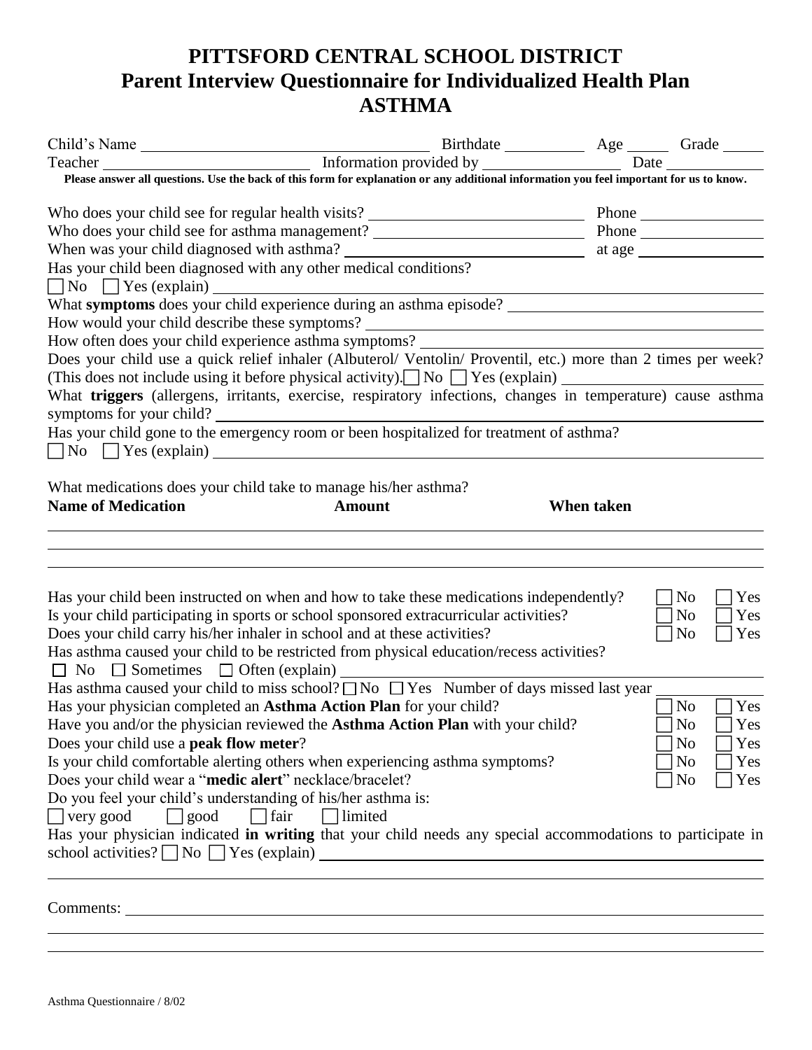# PITTSFORD CENTRAL SCHOOL DISTRICT
# Parent Interview Questionnaire for Individualized Health Plan
# ASTHMA

Child's Name ____________________ Birthdate __________ Age ______ Grade ______

Teacher ____________________ Information provided by ____________________ Date __________

**Please answer all questions. Use the back of this form for explanation or any additional information you feel important for us to know.**

Who does your child see for regular health visits? ____________________ Phone __________

Who does your child see for asthma management? ____________________ Phone __________

When was your child diagnosed with asthma? ____________________ at age __________

Has your child been diagnosed with any other medical conditions?
☐ No ☐ Yes (explain) ____________________

What **symptoms** does your child experience during an asthma episode? ____________________

How would your child describe these symptoms? ____________________

How often does your child experience asthma symptoms? ____________________

Does your child use a quick relief inhaler (Albuterol/ Ventolin/ Proventil, etc.) more than 2 times per week? (This does not include using it before physical activity). ☐ No ☐ Yes (explain) ____________________

What **triggers** (allergens, irritants, exercise, respiratory infections, changes in temperature) cause asthma symptoms for your child? ____________________

Has your child gone to the emergency room or been hospitalized for treatment of asthma?
☐ No ☐ Yes (explain) ____________________

What medications does your child take to manage his/her asthma?

| Name of Medication | Amount | When taken |
|---|---|---|
| | | |
| | | |
| | | |

Has your child been instructed on when and how to take these medications independently? ☐ No ☐ Yes

Is your child participating in sports or school sponsored extracurricular activities? ☐ No ☐ Yes

Does your child carry his/her inhaler in school and at these activities? ☐ No ☐ Yes

Has asthma caused your child to be restricted from physical education/recess activities?
☐ No ☐ Sometimes ☐ Often (explain) ____________________

Has asthma caused your child to miss school? ☐ No ☐ Yes Number of days missed last year __________

Has your physician completed an **Asthma Action Plan** for your child? ☐ No ☐ Yes

Have you and/or the physician reviewed the **Asthma Action Plan** with your child? ☐ No ☐ Yes

Does your child use a **peak flow meter**? ☐ No ☐ Yes

Is your child comfortable alerting others when experiencing asthma symptoms? ☐ No ☐ Yes

Does your child wear a "**medic alert**" necklace/bracelet? ☐ No ☐ Yes

Do you feel your child's understanding of his/her asthma is:
☐ very good ☐ good ☐ fair ☐ limited

Has your physician indicated **in writing** that your child needs any special accommodations to participate in school activities? ☐ No ☐ Yes (explain) ____________________

____________________

Comments: ____________________

____________________

____________________

Asthma Questionnaire / 8/02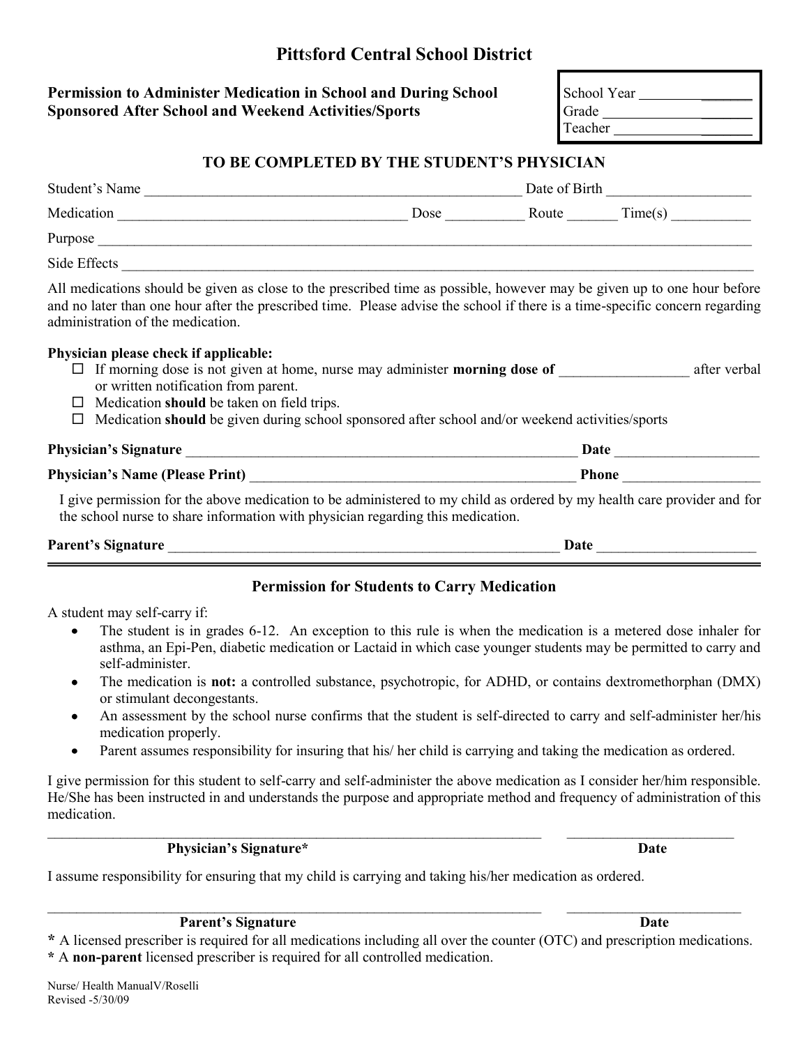# Pittsford Central School District

**Permission to Administer Medication in School and During School Sponsored After School and Weekend Activities/Sports**

School Year ________________
Grade ____________________
Teacher __________________

## TO BE COMPLETED BY THE STUDENT'S PHYSICIAN

Student's Name ____________________________________________________ Date of Birth ___________________

Medication _______________________________________ Dose __________ Route _______ Time(s) ___________

Purpose ______________________________________________________________________________________

Side Effects ___________________________________________________________________________________

All medications should be given as close to the prescribed time as possible, however may be given up to one hour before and no later than one hour after the prescribed time. Please advise the school if there is a time-specific concern regarding administration of the medication.

**Physician please check if applicable:**

- ☐ If morning dose is not given at home, nurse may administer **morning dose of** _________________ after verbal or written notification from parent.
- ☐ Medication **should** be taken on field trips.
- ☐ Medication **should** be given during school sponsored after school and/or weekend activities/sports

**Physician's Signature** _______________________________________________________ **Date** ____________________

**Physician's Name (Please Print)** _____________________________________________ **Phone** __________________

I give permission for the above medication to be administered to my child as ordered by my health care provider and for the school nurse to share information with physician regarding this medication.

**Parent's Signature** _______________________________________________________ **Date** _____________________

---

## Permission for Students to Carry Medication

A student may self-carry if:

- The student is in grades 6-12. An exception to this rule is when the medication is a metered dose inhaler for asthma, an Epi-Pen, diabetic medication or Lactaid in which case younger students may be permitted to carry and self-administer.
- The medication is **not:** a controlled substance, psychotropic, for ADHD, or contains dextromethorphan (DMX) or stimulant decongestants.
- An assessment by the school nurse confirms that the student is self-directed to carry and self-administer her/his medication properly.
- Parent assumes responsibility for insuring that his/ her child is carrying and taking the medication as ordered.

I give permission for this student to self-carry and self-administer the above medication as I consider her/him responsible. He/She has been instructed in and understands the purpose and appropriate method and frequency of administration of this medication.

______________________________________________________________________ ________________________
**Physician's Signature*** **Date**

I assume responsibility for ensuring that my child is carrying and taking his/her medication as ordered.

______________________________________________________________________ ________________________
**Parent's Signature** **Date**

**\*** A licensed prescriber is required for all medications including all over the counter (OTC) and prescription medications.

**\*** A **non-parent** licensed prescriber is required for all controlled medication.

Nurse/ Health ManualV/Roselli
Revised -5/30/09